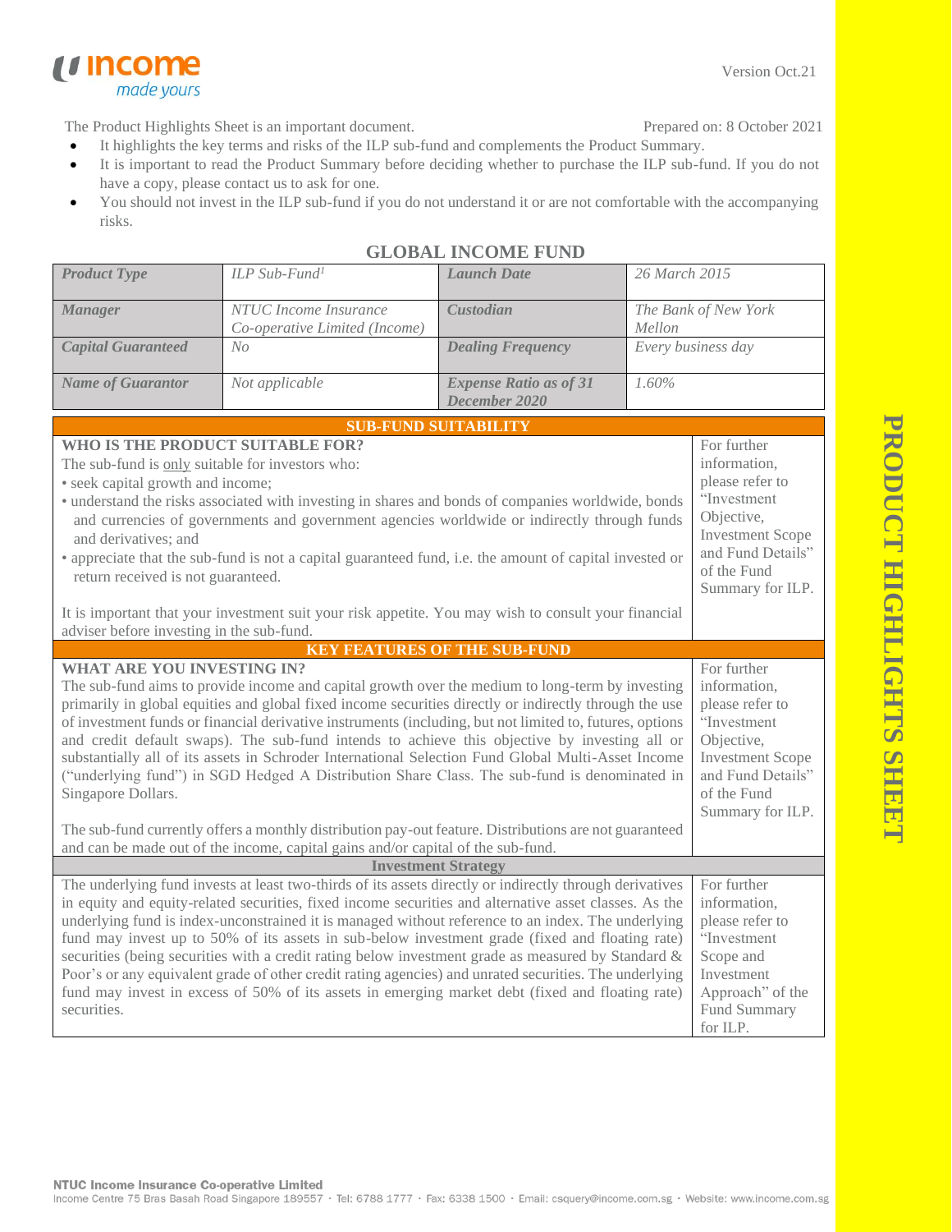Version Oct.21

The Product Highlights Sheet is an important document. Prepared on: 8 October 2021

- It highlights the key terms and risks of the ILP sub-fund and complements the Product Summary.
- It is important to read the Product Summary before deciding whether to purchase the ILP sub-fund. If you do not have a copy, please contact us to ask for one.
- You should not invest in the ILP sub-fund if you do not understand it or are not comfortable with the accompanying risks.

# GLOBAL INCOME FUND

| *Product Type* | *ILP Sub-Fund[1]* | *Launch Date* | *26 March 2015* |
|---|---|---|---|
| *Manager* | *NTUC Income Insurance Co-operative Limited (Income)* | *Custodian* | *The Bank of New York Mellon* |
| *Capital Guaranteed* | *No* | *Dealing Frequency* | *Every business day* |
| *Name of Guarantor* | *Not applicable* | *Expense Ratio as of 31 December 2020* | *1.60%* |

## SUB-FUND SUITABILITY

**WHO IS THE PRODUCT SUITABLE FOR?**

The sub-fund is only suitable for investors who:

- seek capital growth and income;
- understand the risks associated with investing in shares and bonds of companies worldwide, bonds and currencies of governments and government agencies worldwide or indirectly through funds and derivatives; and
- appreciate that the sub-fund is not a capital guaranteed fund, i.e. the amount of capital invested or return received is not guaranteed.

It is important that your investment suit your risk appetite. You may wish to consult your financial adviser before investing in the sub-fund.

For further information, please refer to "Investment Objective, Investment Scope and Fund Details" of the Fund Summary for ILP.

## KEY FEATURES OF THE SUB-FUND

**WHAT ARE YOU INVESTING IN?**

The sub-fund aims to provide income and capital growth over the medium to long-term by investing primarily in global equities and global fixed income securities directly or indirectly through the use of investment funds or financial derivative instruments (including, but not limited to, futures, options and credit default swaps). The sub-fund intends to achieve this objective by investing all or substantially all of its assets in Schroder International Selection Fund Global Multi-Asset Income ("underlying fund") in SGD Hedged A Distribution Share Class. The sub-fund is denominated in Singapore Dollars.

The sub-fund currently offers a monthly distribution pay-out feature. Distributions are not guaranteed and can be made out of the income, capital gains and/or capital of the sub-fund.

For further information, please refer to "Investment Objective, Investment Scope and Fund Details" of the Fund Summary for ILP.

### Investment Strategy

The underlying fund invests at least two-thirds of its assets directly or indirectly through derivatives in equity and equity-related securities, fixed income securities and alternative asset classes. As the underlying fund is index-unconstrained it is managed without reference to an index. The underlying fund may invest up to 50% of its assets in sub-below investment grade (fixed and floating rate) securities (being securities with a credit rating below investment grade as measured by Standard & Poor's or any equivalent grade of other credit rating agencies) and unrated securities. The underlying fund may invest in excess of 50% of its assets in emerging market debt (fixed and floating rate) securities.

For further information, please refer to "Investment Scope and Investment Approach" of the Fund Summary for ILP.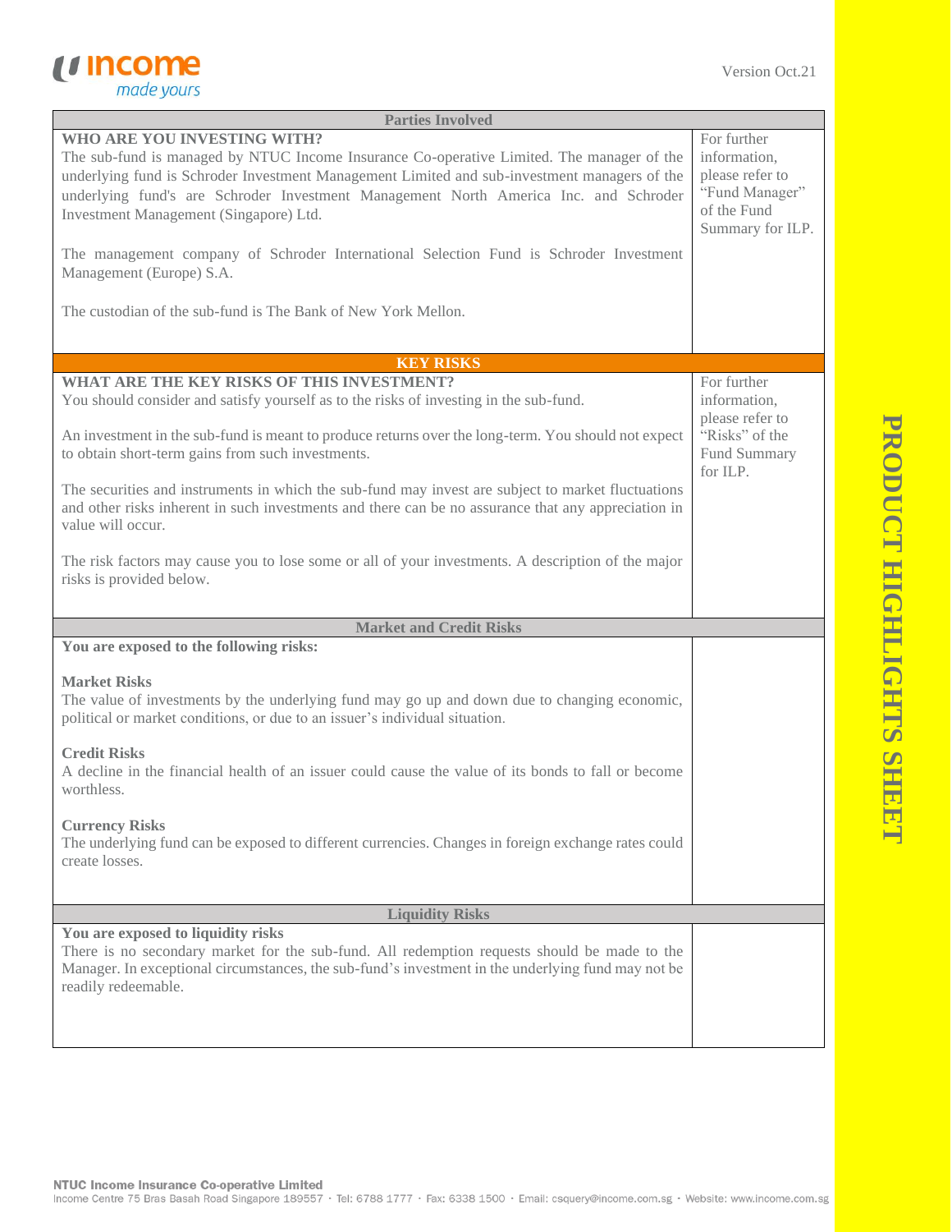## Parties Involved

| WHO ARE YOU INVESTING WITH? | |
|---|---|
| The sub-fund is managed by NTUC Income Insurance Co-operative Limited. The manager of the underlying fund is Schroder Investment Management Limited and sub-investment managers of the underlying fund's are Schroder Investment Management North America Inc. and Schroder Investment Management (Singapore) Ltd.<br><br>The management company of Schroder International Selection Fund is Schroder Investment Management (Europe) S.A.<br><br>The custodian of the sub-fund is The Bank of New York Mellon. | For further information, please refer to "Fund Manager" of the Fund Summary for ILP. |

## KEY RISKS

| WHAT ARE THE KEY RISKS OF THIS INVESTMENT? | |
|---|---|
| You should consider and satisfy yourself as to the risks of investing in the sub-fund.<br><br>An investment in the sub-fund is meant to produce returns over the long-term. You should not expect to obtain short-term gains from such investments.<br><br>The securities and instruments in which the sub-fund may invest are subject to market fluctuations and other risks inherent in such investments and there can be no assurance that any appreciation in value will occur.<br><br>The risk factors may cause you to lose some or all of your investments. A description of the major risks is provided below. | For further information, please refer to "Risks" of the Fund Summary for ILP. |

### Market and Credit Risks

**You are exposed to the following risks:**

**Market Risks**
The value of investments by the underlying fund may go up and down due to changing economic, political or market conditions, or due to an issuer's individual situation.

**Credit Risks**
A decline in the financial health of an issuer could cause the value of its bonds to fall or become worthless.

**Currency Risks**
The underlying fund can be exposed to different currencies. Changes in foreign exchange rates could create losses.

### Liquidity Risks

**You are exposed to liquidity risks**
There is no secondary market for the sub-fund. All redemption requests should be made to the Manager. In exceptional circumstances, the sub-fund's investment in the underlying fund may not be readily redeemable.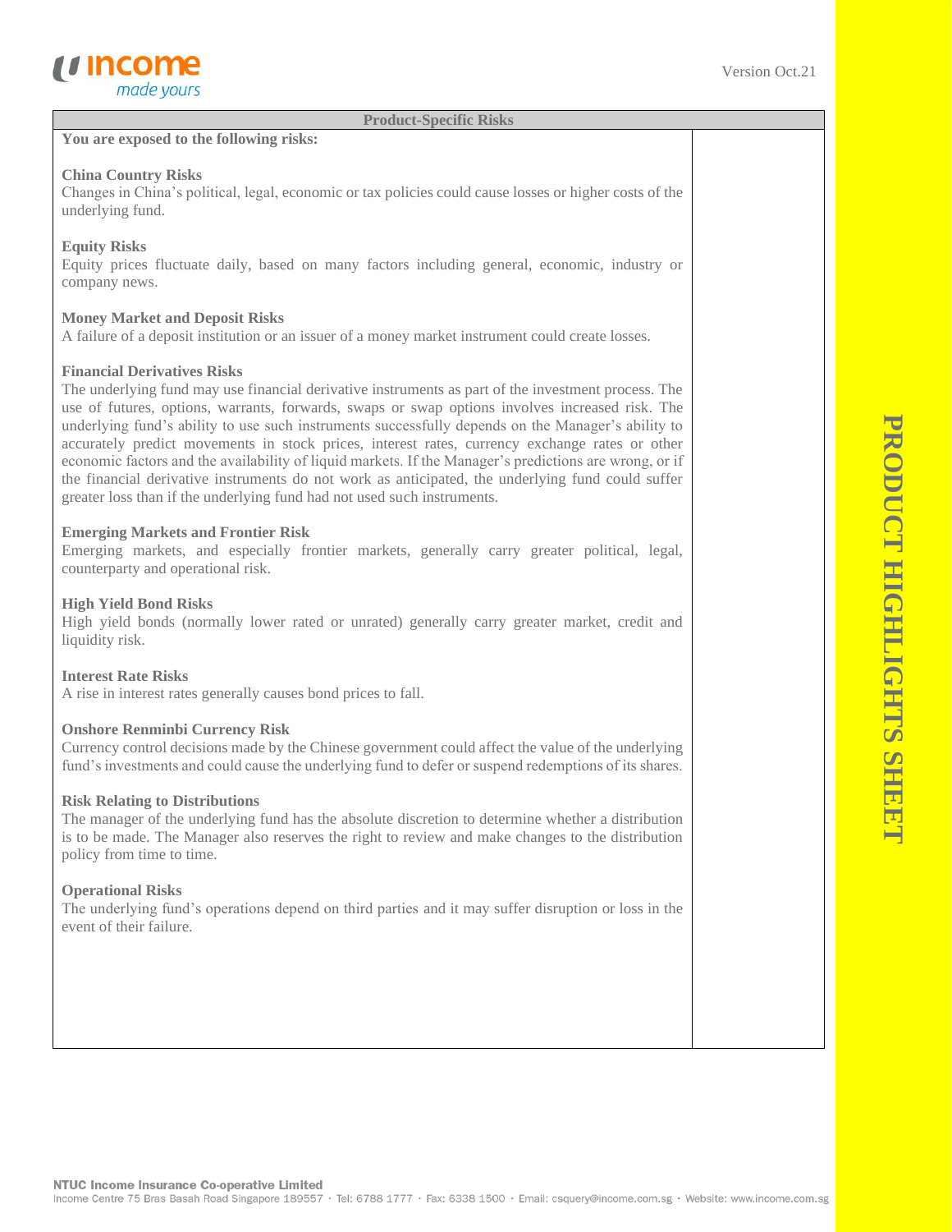## Product-Specific Risks

**You are exposed to the following risks:**

**China Country Risks**
Changes in China's political, legal, economic or tax policies could cause losses or higher costs of the underlying fund.

**Equity Risks**
Equity prices fluctuate daily, based on many factors including general, economic, industry or company news.

**Money Market and Deposit Risks**
A failure of a deposit institution or an issuer of a money market instrument could create losses.

**Financial Derivatives Risks**
The underlying fund may use financial derivative instruments as part of the investment process. The use of futures, options, warrants, forwards, swaps or swap options involves increased risk. The underlying fund's ability to use such instruments successfully depends on the Manager's ability to accurately predict movements in stock prices, interest rates, currency exchange rates or other economic factors and the availability of liquid markets. If the Manager's predictions are wrong, or if the financial derivative instruments do not work as anticipated, the underlying fund could suffer greater loss than if the underlying fund had not used such instruments.

**Emerging Markets and Frontier Risk**
Emerging markets, and especially frontier markets, generally carry greater political, legal, counterparty and operational risk.

**High Yield Bond Risks**
High yield bonds (normally lower rated or unrated) generally carry greater market, credit and liquidity risk.

**Interest Rate Risks**
A rise in interest rates generally causes bond prices to fall.

**Onshore Renminbi Currency Risk**
Currency control decisions made by the Chinese government could affect the value of the underlying fund's investments and could cause the underlying fund to defer or suspend redemptions of its shares.

**Risk Relating to Distributions**
The manager of the underlying fund has the absolute discretion to determine whether a distribution is to be made. The Manager also reserves the right to review and make changes to the distribution policy from time to time.

**Operational Risks**
The underlying fund's operations depend on third parties and it may suffer disruption or loss in the event of their failure.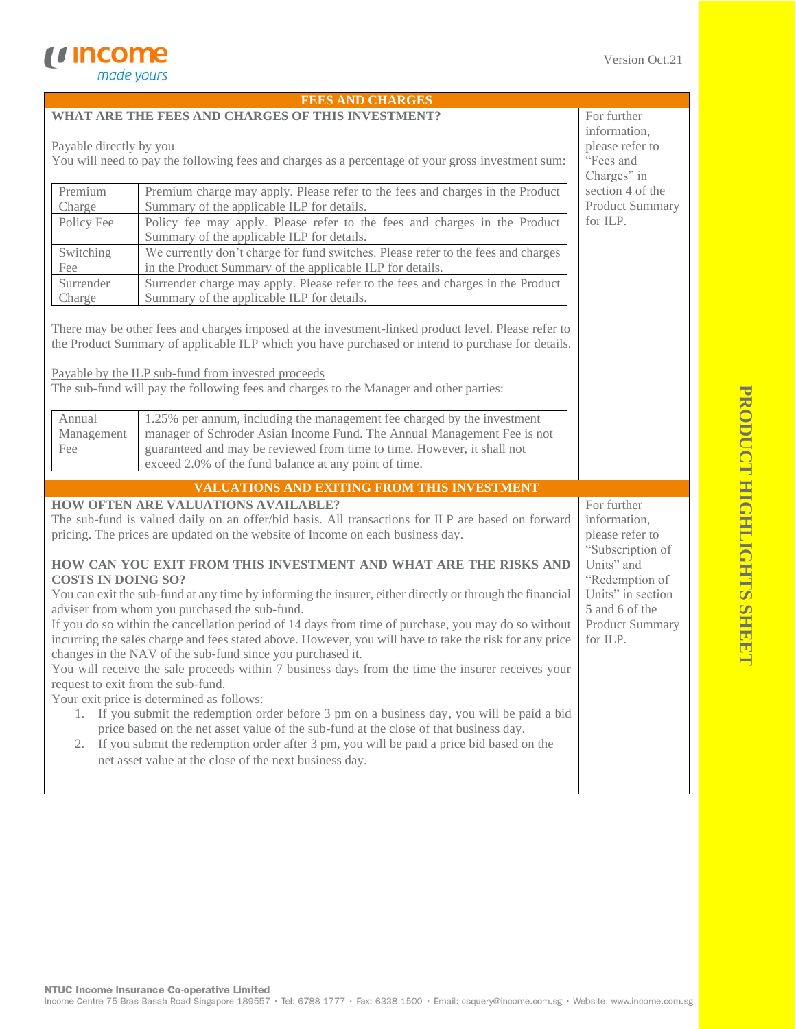## FEES AND CHARGES

**WHAT ARE THE FEES AND CHARGES OF THIS INVESTMENT?**

Payable directly by you

You will need to pay the following fees and charges as a percentage of your gross investment sum:

| | |
|---|---|
| Premium Charge | Premium charge may apply. Please refer to the fees and charges in the Product Summary of the applicable ILP for details. |
| Policy Fee | Policy fee may apply. Please refer to the fees and charges in the Product Summary of the applicable ILP for details. |
| Switching Fee | We currently don't charge for fund switches. Please refer to the fees and charges in the Product Summary of the applicable ILP for details. |
| Surrender Charge | Surrender charge may apply. Please refer to the fees and charges in the Product Summary of the applicable ILP for details. |

There may be other fees and charges imposed at the investment-linked product level. Please refer to the Product Summary of applicable ILP which you have purchased or intend to purchase for details.

Payable by the ILP sub-fund from invested proceeds

The sub-fund will pay the following fees and charges to the Manager and other parties:

| | |
|---|---|
| Annual Management Fee | 1.25% per annum, including the management fee charged by the investment manager of Schroder Asian Income Fund. The Annual Management Fee is not guaranteed and may be reviewed from time to time. However, it shall not exceed 2.0% of the fund balance at any point of time. |

For further information, please refer to "Fees and Charges" in section 4 of the Product Summary for ILP.

## VALUATIONS AND EXITING FROM THIS INVESTMENT

**HOW OFTEN ARE VALUATIONS AVAILABLE?**

The sub-fund is valued daily on an offer/bid basis. All transactions for ILP are based on forward pricing. The prices are updated on the website of Income on each business day.

**HOW CAN YOU EXIT FROM THIS INVESTMENT AND WHAT ARE THE RISKS AND COSTS IN DOING SO?**

You can exit the sub-fund at any time by informing the insurer, either directly or through the financial adviser from whom you purchased the sub-fund.

If you do so within the cancellation period of 14 days from time of purchase, you may do so without incurring the sales charge and fees stated above. However, you will have to take the risk for any price changes in the NAV of the sub-fund since you purchased it.

You will receive the sale proceeds within 7 business days from the time the insurer receives your request to exit from the sub-fund.

Your exit price is determined as follows:

1. If you submit the redemption order before 3 pm on a business day, you will be paid a bid price based on the net asset value of the sub-fund at the close of that business day.
2. If you submit the redemption order after 3 pm, you will be paid a price bid based on the net asset value at the close of the next business day.

For further information, please refer to "Subscription of Units" and "Redemption of Units" in section 5 and 6 of the Product Summary for ILP.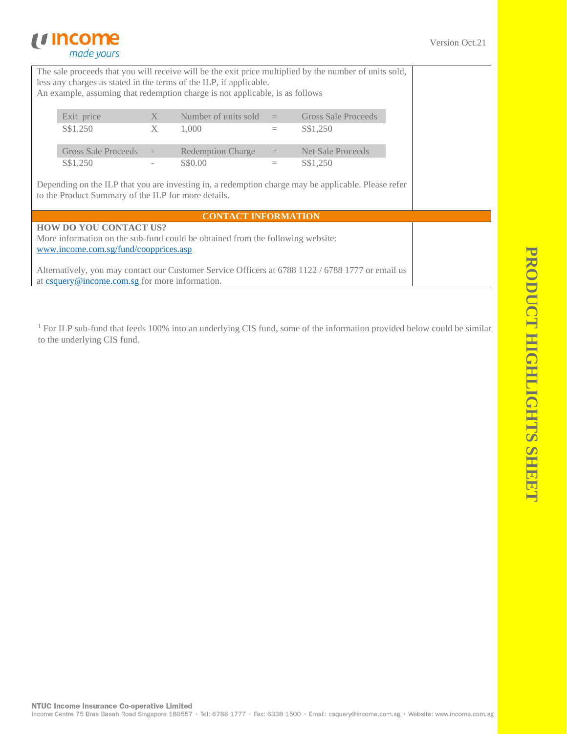The sale proceeds that you will receive will be the exit price multiplied by the number of units sold, less any charges as stated in the terms of the ILP, if applicable.
An example, assuming that redemption charge is not applicable, is as follows

| Exit price | X | Number of units sold | = | Gross Sale Proceeds |
|---|---|---|---|---|
| S$1.250 | X | 1,000 | = | S$1,250 |

| Gross Sale Proceeds | - | Redemption Charge | = | Net Sale Proceeds |
|---|---|---|---|---|
| S$1,250 | - | S$0.00 | = | S$1,250 |

Depending on the ILP that you are investing in, a redemption charge may be applicable. Please refer to the Product Summary of the ILP for more details.

## CONTACT INFORMATION

**HOW DO YOU CONTACT US?**

More information on the sub-fund could be obtained from the following website:
www.income.com.sg/fund/coopprices.asp

Alternatively, you may contact our Customer Service Officers at 6788 1122 / 6788 1777 or email us at csquery@income.com.sg for more information.

[1] For ILP sub-fund that feeds 100% into an underlying CIS fund, some of the information provided below could be similar to the underlying CIS fund.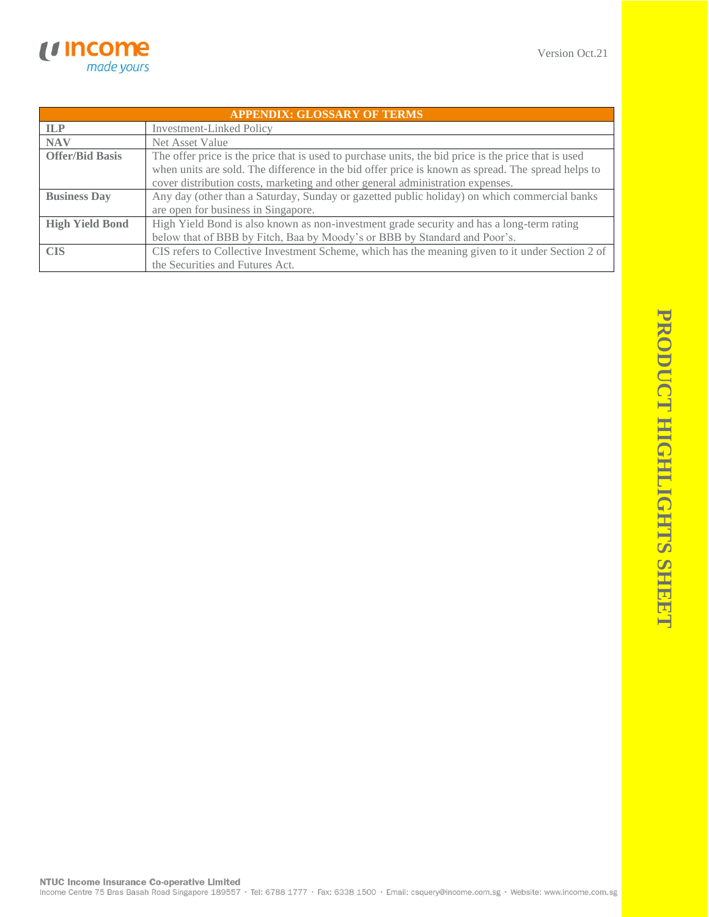| APPENDIX: GLOSSARY OF TERMS | |
|---|---|
| **ILP** | Investment-Linked Policy |
| **NAV** | Net Asset Value |
| **Offer/Bid Basis** | The offer price is the price that is used to purchase units, the bid price is the price that is used when units are sold. The difference in the bid offer price is known as spread. The spread helps to cover distribution costs, marketing and other general administration expenses. |
| **Business Day** | Any day (other than a Saturday, Sunday or gazetted public holiday) on which commercial banks are open for business in Singapore. |
| **High Yield Bond** | High Yield Bond is also known as non-investment grade security and has a long-term rating below that of BBB by Fitch, Baa by Moody's or BBB by Standard and Poor's. |
| **CIS** | CIS refers to Collective Investment Scheme, which has the meaning given to it under Section 2 of the Securities and Futures Act. |